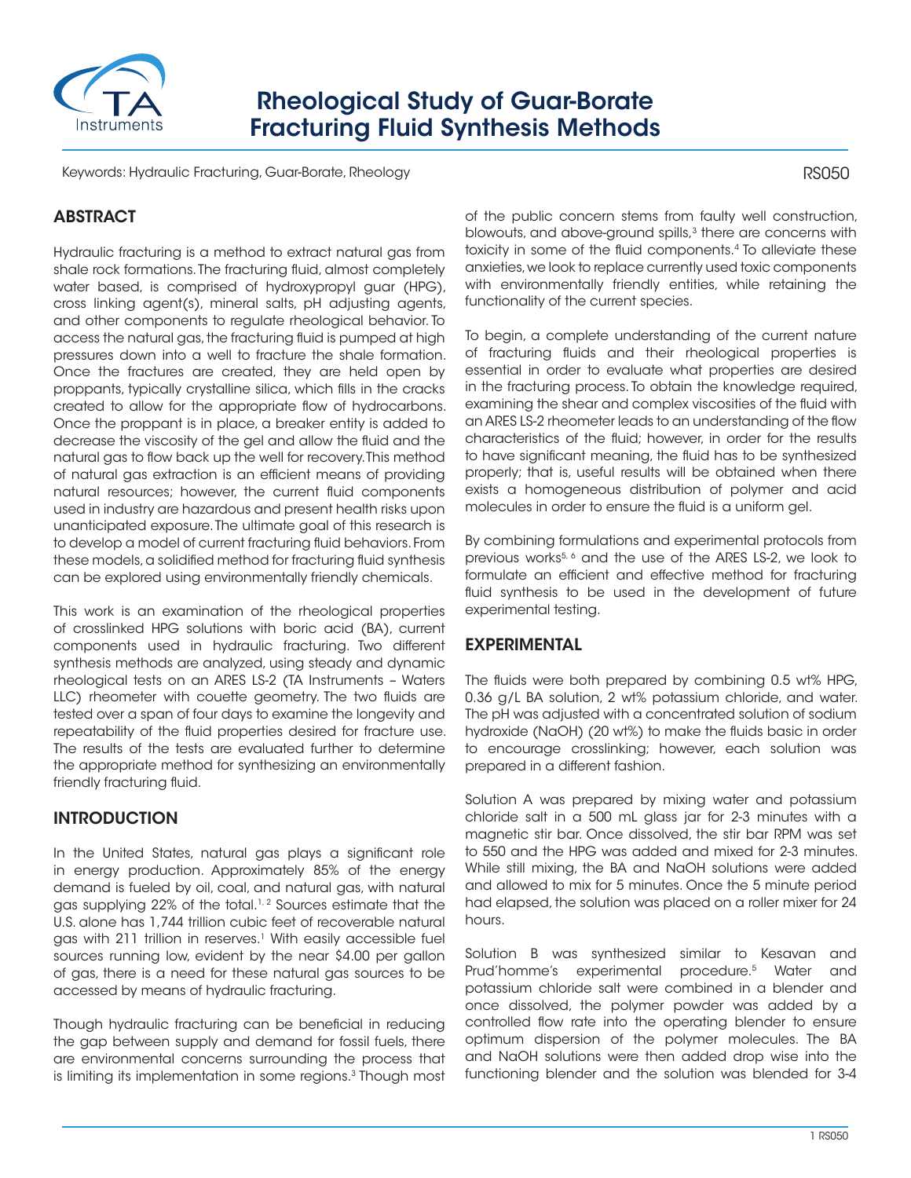# Rheological Study of Guar-Borate Fracturing Fluid Synthesis Methods

Keywords: Hydraulic Fracturing, Guar-Borate, Rheology

RS050

## ABSTRACT

Hydraulic fracturing is a method to extract natural gas from shale rock formations. The fracturing fluid, almost completely water based, is comprised of hydroxypropyl guar (HPG), cross linking agent(s), mineral salts, pH adjusting agents, and other components to regulate rheological behavior. To access the natural gas, the fracturing fluid is pumped at high pressures down into a well to fracture the shale formation. Once the fractures are created, they are held open by proppants, typically crystalline silica, which fills in the cracks created to allow for the appropriate flow of hydrocarbons. Once the proppant is in place, a breaker entity is added to decrease the viscosity of the gel and allow the fluid and the natural gas to flow back up the well for recovery. This method of natural gas extraction is an efficient means of providing natural resources; however, the current fluid components used in industry are hazardous and present health risks upon unanticipated exposure. The ultimate goal of this research is to develop a model of current fracturing fluid behaviors. From these models, a solidified method for fracturing fluid synthesis can be explored using environmentally friendly chemicals.

This work is an examination of the rheological properties of crosslinked HPG solutions with boric acid (BA), current components used in hydraulic fracturing. Two different synthesis methods are analyzed, using steady and dynamic rheological tests on an ARES LS-2 (TA Instruments – Waters LLC) rheometer with couette geometry. The two fluids are tested over a span of four days to examine the longevity and repeatability of the fluid properties desired for fracture use. The results of the tests are evaluated further to determine the appropriate method for synthesizing an environmentally friendly fracturing fluid.

## INTRODUCTION

In the United States, natural gas plays a significant role in energy production. Approximately 85% of the energy demand is fueled by oil, coal, and natural gas, with natural gas supplying 22% of the total.[1, 2] Sources estimate that the U.S. alone has 1,744 trillion cubic feet of recoverable natural gas with 211 trillion in reserves.[1] With easily accessible fuel sources running low, evident by the near \$4.00 per gallon of gas, there is a need for these natural gas sources to be accessed by means of hydraulic fracturing.

Though hydraulic fracturing can be beneficial in reducing the gap between supply and demand for fossil fuels, there are environmental concerns surrounding the process that is limiting its implementation in some regions.[3] Though most of the public concern stems from faulty well construction, blowouts, and above-ground spills,[3] there are concerns with toxicity in some of the fluid components.[4] To alleviate these anxieties, we look to replace currently used toxic components with environmentally friendly entities, while retaining the functionality of the current species.

To begin, a complete understanding of the current nature of fracturing fluids and their rheological properties is essential in order to evaluate what properties are desired in the fracturing process. To obtain the knowledge required, examining the shear and complex viscosities of the fluid with an ARES LS-2 rheometer leads to an understanding of the flow characteristics of the fluid; however, in order for the results to have significant meaning, the fluid has to be synthesized properly; that is, useful results will be obtained when there exists a homogeneous distribution of polymer and acid molecules in order to ensure the fluid is a uniform gel.

By combining formulations and experimental protocols from previous works[5, 6] and the use of the ARES LS-2, we look to formulate an efficient and effective method for fracturing fluid synthesis to be used in the development of future experimental testing.

## EXPERIMENTAL

The fluids were both prepared by combining 0.5 wt% HPG, 0.36 g/L BA solution, 2 wt% potassium chloride, and water. The pH was adjusted with a concentrated solution of sodium hydroxide (NaOH) (20 wt%) to make the fluids basic in order to encourage crosslinking; however, each solution was prepared in a different fashion.

Solution A was prepared by mixing water and potassium chloride salt in a 500 mL glass jar for 2-3 minutes with a magnetic stir bar. Once dissolved, the stir bar RPM was set to 550 and the HPG was added and mixed for 2-3 minutes. While still mixing, the BA and NaOH solutions were added and allowed to mix for 5 minutes. Once the 5 minute period had elapsed, the solution was placed on a roller mixer for 24 hours.

Solution B was synthesized similar to Kesavan and Prud'homme's experimental procedure.[5] Water and potassium chloride salt were combined in a blender and once dissolved, the polymer powder was added by a controlled flow rate into the operating blender to ensure optimum dispersion of the polymer molecules. The BA and NaOH solutions were then added drop wise into the functioning blender and the solution was blended for 3-4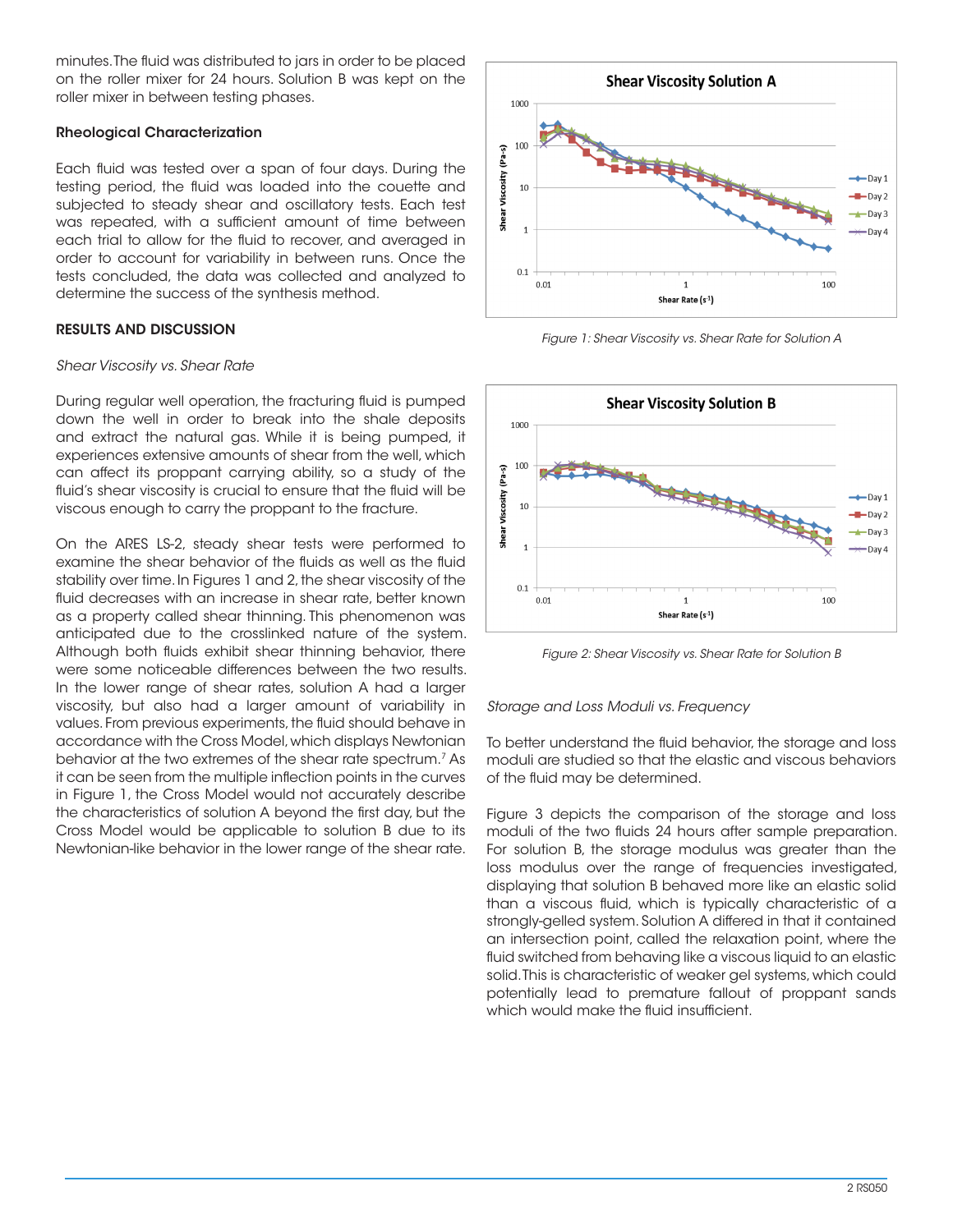minutes. The fluid was distributed to jars in order to be placed on the roller mixer for 24 hours. Solution B was kept on the roller mixer in between testing phases.

### Rheological Characterization

Each fluid was tested over a span of four days. During the testing period, the fluid was loaded into the couette and subjected to steady shear and oscillatory tests. Each test was repeated, with a sufficient amount of time between each trial to allow for the fluid to recover, and averaged in order to account for variability in between runs. Once the tests concluded, the data was collected and analyzed to determine the success of the synthesis method.

## RESULTS AND DISCUSSION

*Shear Viscosity vs. Shear Rate*

During regular well operation, the fracturing fluid is pumped down the well in order to break into the shale deposits and extract the natural gas. While it is being pumped, it experiences extensive amounts of shear from the well, which can affect its proppant carrying ability, so a study of the fluid's shear viscosity is crucial to ensure that the fluid will be viscous enough to carry the proppant to the fracture.

On the ARES LS-2, steady shear tests were performed to examine the shear behavior of the fluids as well as the fluid stability over time. In Figures 1 and 2, the shear viscosity of the fluid decreases with an increase in shear rate, better known as a property called shear thinning. This phenomenon was anticipated due to the crosslinked nature of the system. Although both fluids exhibit shear thinning behavior, there were some noticeable differences between the two results. In the lower range of shear rates, solution A had a larger viscosity, but also had a larger amount of variability in values. From previous experiments, the fluid should behave in accordance with the Cross Model, which displays Newtonian behavior at the two extremes of the shear rate spectrum.[7] As it can be seen from the multiple inflection points in the curves in Figure 1, the Cross Model would not accurately describe the characteristics of solution A beyond the first day, but the Cross Model would be applicable to solution B due to its Newtonian-like behavior in the lower range of the shear rate.

*Figure 1: Shear Viscosity vs. Shear Rate for Solution A*

*Figure 2: Shear Viscosity vs. Shear Rate for Solution B*

*Storage and Loss Moduli vs. Frequency*

To better understand the fluid behavior, the storage and loss moduli are studied so that the elastic and viscous behaviors of the fluid may be determined.

Figure 3 depicts the comparison of the storage and loss moduli of the two fluids 24 hours after sample preparation. For solution B, the storage modulus was greater than the loss modulus over the range of frequencies investigated, displaying that solution B behaved more like an elastic solid than a viscous fluid, which is typically characteristic of a strongly-gelled system. Solution A differed in that it contained an intersection point, called the relaxation point, where the fluid switched from behaving like a viscous liquid to an elastic solid. This is characteristic of weaker gel systems, which could potentially lead to premature fallout of proppant sands which would make the fluid insufficient.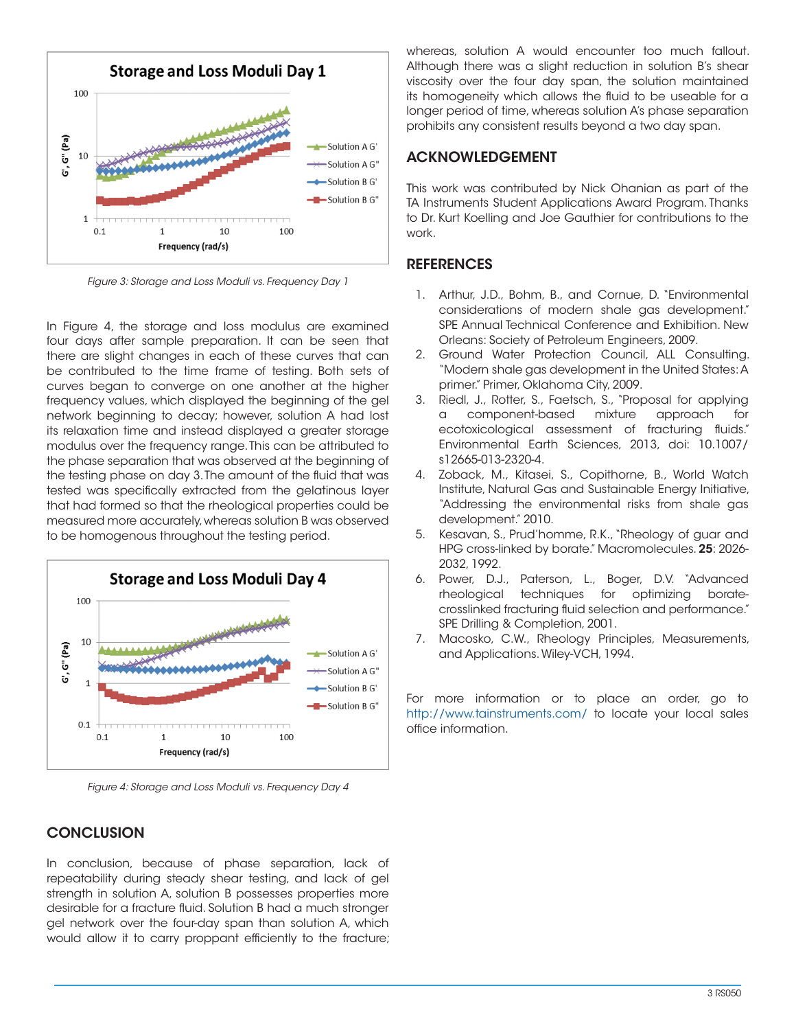Storage and Loss Moduli Day 1

100

10

1

G', G" (Pa)

0.1 1 10 100

Frequency (rad/s)

Solution A G'
Solution A G"
Solution B G'
Solution B G"

*Figure 3: Storage and Loss Moduli vs. Frequency Day 1*

In Figure 4, the storage and loss modulus are examined four days after sample preparation. It can be seen that there are slight changes in each of these curves that can be contributed to the time frame of testing. Both sets of curves began to converge on one another at the higher frequency values, which displayed the beginning of the gel network beginning to decay; however, solution A had lost its relaxation time and instead displayed a greater storage modulus over the frequency range. This can be attributed to the phase separation that was observed at the beginning of the testing phase on day 3. The amount of the fluid that was tested was specifically extracted from the gelatinous layer that had formed so that the rheological properties could be measured more accurately, whereas solution B was observed to be homogenous throughout the testing period.

Storage and Loss Moduli Day 4

100

10

1

0.1

G', G" (Pa)

0.1 1 10 100

Frequency (rad/s)

Solution A G'
Solution A G"
Solution B G'
Solution B G"

*Figure 4: Storage and Loss Moduli vs. Frequency Day 4*

## CONCLUSION

In conclusion, because of phase separation, lack of repeatability during steady shear testing, and lack of gel strength in solution A, solution B possesses properties more desirable for a fracture fluid. Solution B had a much stronger gel network over the four-day span than solution A, which would allow it to carry proppant efficiently to the fracture; whereas, solution A would encounter too much fallout. Although there was a slight reduction in solution B's shear viscosity over the four day span, the solution maintained its homogeneity which allows the fluid to be useable for a longer period of time, whereas solution A's phase separation prohibits any consistent results beyond a two day span.

## ACKNOWLEDGEMENT

This work was contributed by Nick Ohanian as part of the TA Instruments Student Applications Award Program. Thanks to Dr. Kurt Koelling and Joe Gauthier for contributions to the work.

## REFERENCES

1. Arthur, J.D., Bohm, B., and Cornue, D. "Environmental considerations of modern shale gas development." SPE Annual Technical Conference and Exhibition. New Orleans: Society of Petroleum Engineers, 2009.
2. Ground Water Protection Council, ALL Consulting. "Modern shale gas development in the United States: A primer." Primer, Oklahoma City, 2009.
3. Riedl, J., Rotter, S., Faetsch, S., "Proposal for applying a component-based mixture approach for ecotoxicological assessment of fracturing fluids." Environmental Earth Sciences, 2013, doi: 10.1007/s12665-013-2320-4.
4. Zoback, M., Kitasei, S., Copithorne, B., World Watch Institute, Natural Gas and Sustainable Energy Initiative, "Addressing the environmental risks from shale gas development." 2010.
5. Kesavan, S., Prud'homme, R.K., "Rheology of guar and HPG cross-linked by borate." Macromolecules. **25**: 2026-2032, 1992.
6. Power, D.J., Paterson, L., Boger, D.V. "Advanced rheological techniques for optimizing borate-crosslinked fracturing fluid selection and performance." SPE Drilling & Completion, 2001.
7. Macosko, C.W., Rheology Principles, Measurements, and Applications. Wiley-VCH, 1994.

For more information or to place an order, go to http://www.tainstruments.com/ to locate your local sales office information.